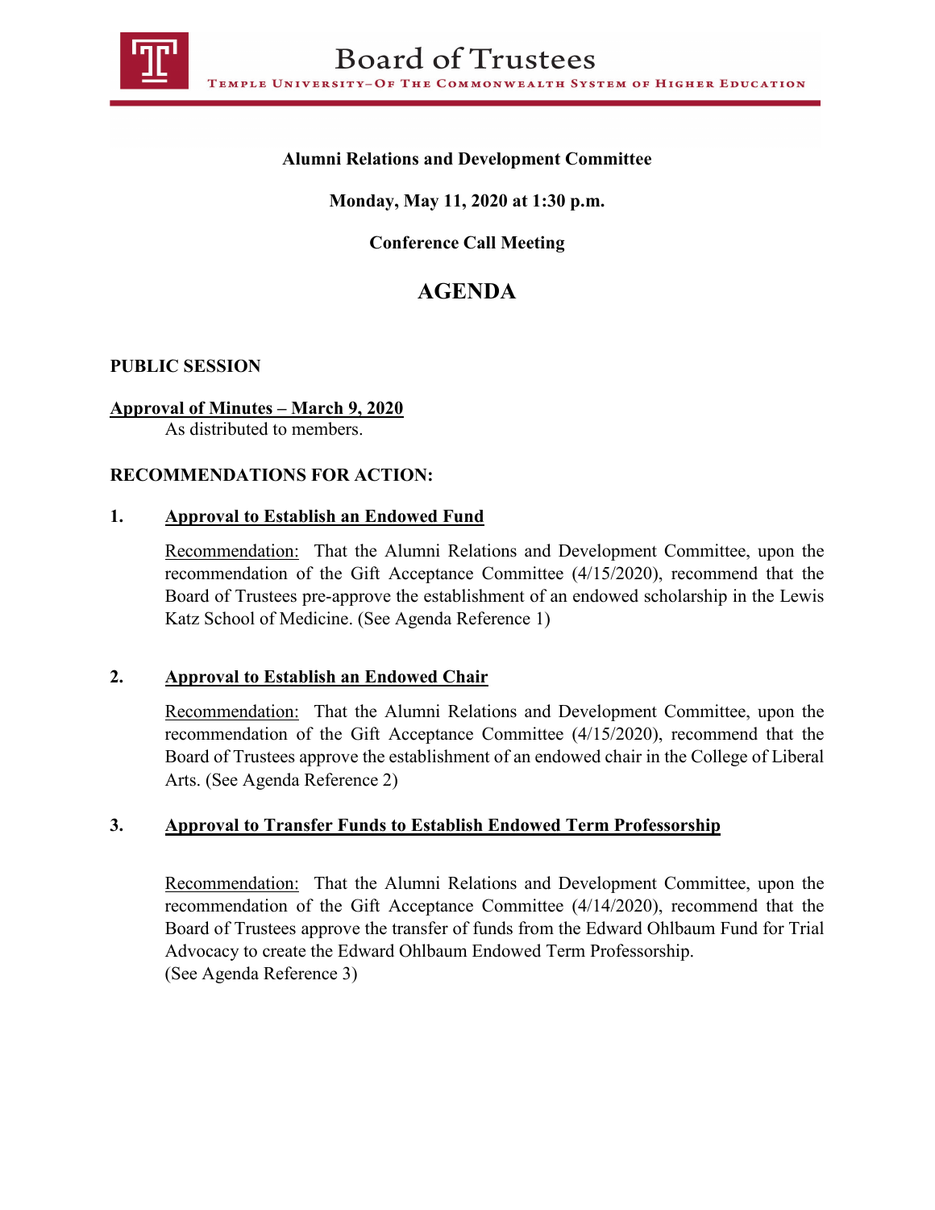# Board of Trustees

TEMPLE UNIVERSITY–OF THE COMMONWEALTH SYSTEM OF HIGHER EDUCATION

**Alumni Relations and Development Committee**

**Monday, May 11, 2020 at 1:30 p.m.**

**Conference Call Meeting**

## AGENDA

**PUBLIC SESSION**

**Approval of Minutes – March 9, 2020**

As distributed to members.

**RECOMMENDATIONS FOR ACTION:**

**1. Approval to Establish an Endowed Fund**

Recommendation: That the Alumni Relations and Development Committee, upon the recommendation of the Gift Acceptance Committee (4/15/2020), recommend that the Board of Trustees pre-approve the establishment of an endowed scholarship in the Lewis Katz School of Medicine. (See Agenda Reference 1)

**2. Approval to Establish an Endowed Chair**

Recommendation: That the Alumni Relations and Development Committee, upon the recommendation of the Gift Acceptance Committee (4/15/2020), recommend that the Board of Trustees approve the establishment of an endowed chair in the College of Liberal Arts. (See Agenda Reference 2)

**3. Approval to Transfer Funds to Establish Endowed Term Professorship**

Recommendation: That the Alumni Relations and Development Committee, upon the recommendation of the Gift Acceptance Committee (4/14/2020), recommend that the Board of Trustees approve the transfer of funds from the Edward Ohlbaum Fund for Trial Advocacy to create the Edward Ohlbaum Endowed Term Professorship. (See Agenda Reference 3)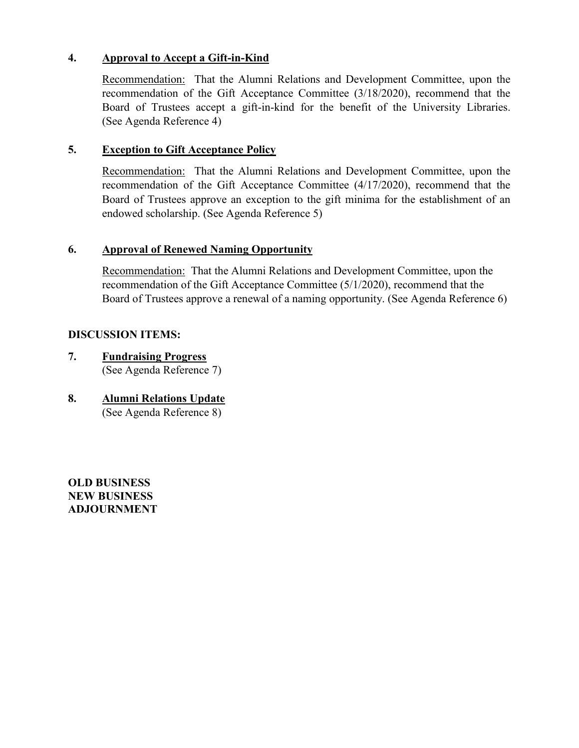**4. <u>Approval to Accept a Gift-in-Kind</u>**

<u>Recommendation:</u> That the Alumni Relations and Development Committee, upon the recommendation of the Gift Acceptance Committee (3/18/2020), recommend that the Board of Trustees accept a gift-in-kind for the benefit of the University Libraries. (See Agenda Reference 4)

**5. <u>Exception to Gift Acceptance Policy</u>**

<u>Recommendation:</u> That the Alumni Relations and Development Committee, upon the recommendation of the Gift Acceptance Committee (4/17/2020), recommend that the Board of Trustees approve an exception to the gift minima for the establishment of an endowed scholarship. (See Agenda Reference 5)

**6. <u>Approval of Renewed Naming Opportunity</u>**

<u>Recommendation:</u> That the Alumni Relations and Development Committee, upon the recommendation of the Gift Acceptance Committee (5/1/2020), recommend that the Board of Trustees approve a renewal of a naming opportunity. (See Agenda Reference 6)

**DISCUSSION ITEMS:**

**7. <u>Fundraising Progress</u>**
(See Agenda Reference 7)

**8. <u>Alumni Relations Update</u>**
(See Agenda Reference 8)

**OLD BUSINESS**
**NEW BUSINESS**
**ADJOURNMENT**